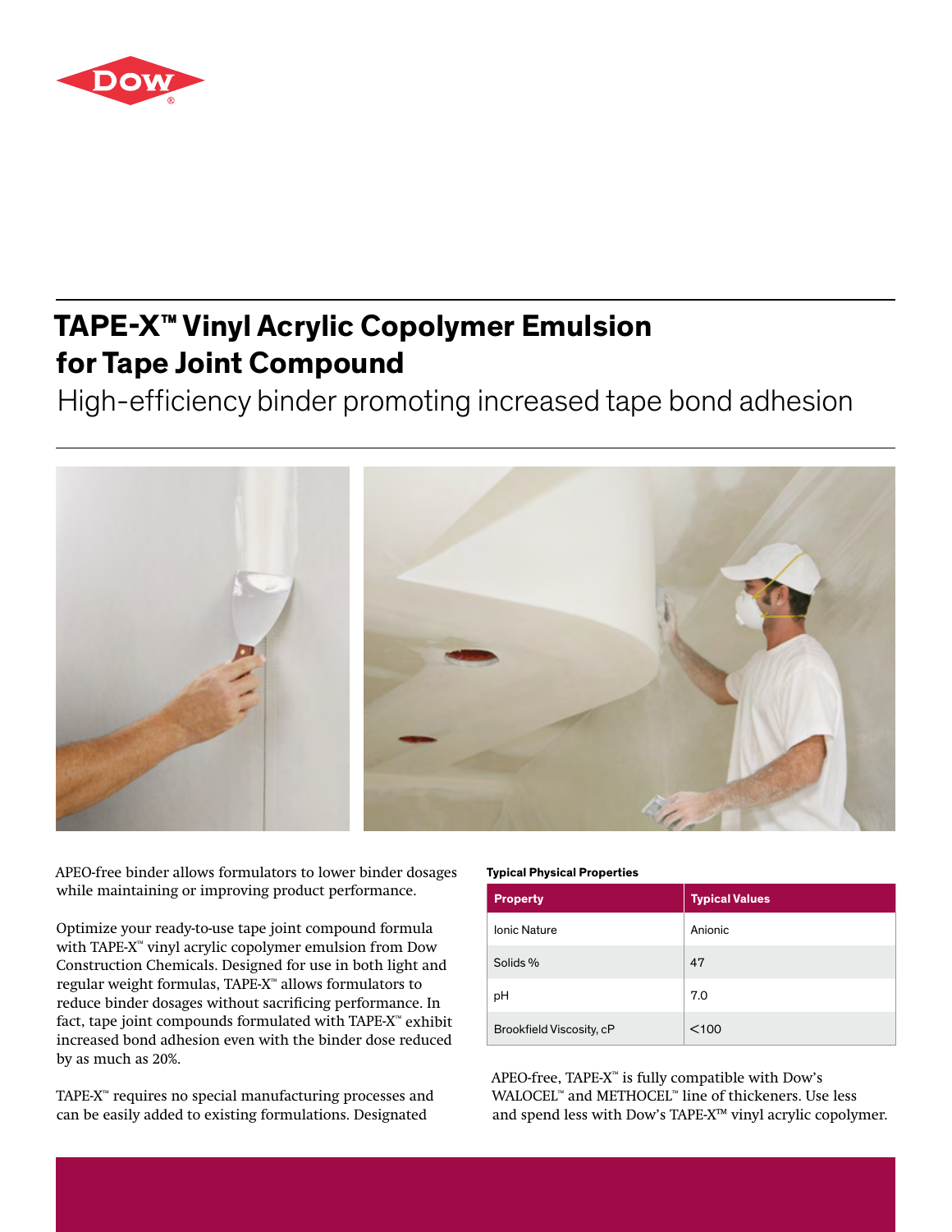# TAPE-X™ Vinyl Acrylic Copolymer Emulsion for Tape Joint Compound

## High-efficiency binder promoting increased tape bond adhesion

APEO-free binder allows formulators to lower binder dosages while maintaining or improving product performance.

Optimize your ready-to-use tape joint compound formula with TAPE-X™ vinyl acrylic copolymer emulsion from Dow Construction Chemicals. Designed for use in both light and regular weight formulas, TAPE-X™ allows formulators to reduce binder dosages without sacrificing performance. In fact, tape joint compounds formulated with TAPE-X™ exhibit increased bond adhesion even with the binder dose reduced by as much as 20%.

TAPE-X™ requires no special manufacturing processes and can be easily added to existing formulations. Designated

**Typical Physical Properties**

| Property | Typical Values |
| --- | --- |
| Ionic Nature | Anionic |
| Solids % | 47 |
| pH | 7.0 |
| Brookfield Viscosity, cP | <100 |

APEO-free, TAPE-X™ is fully compatible with Dow's WALOCEL™ and METHOCEL™ line of thickeners. Use less and spend less with Dow's TAPE-X™ vinyl acrylic copolymer.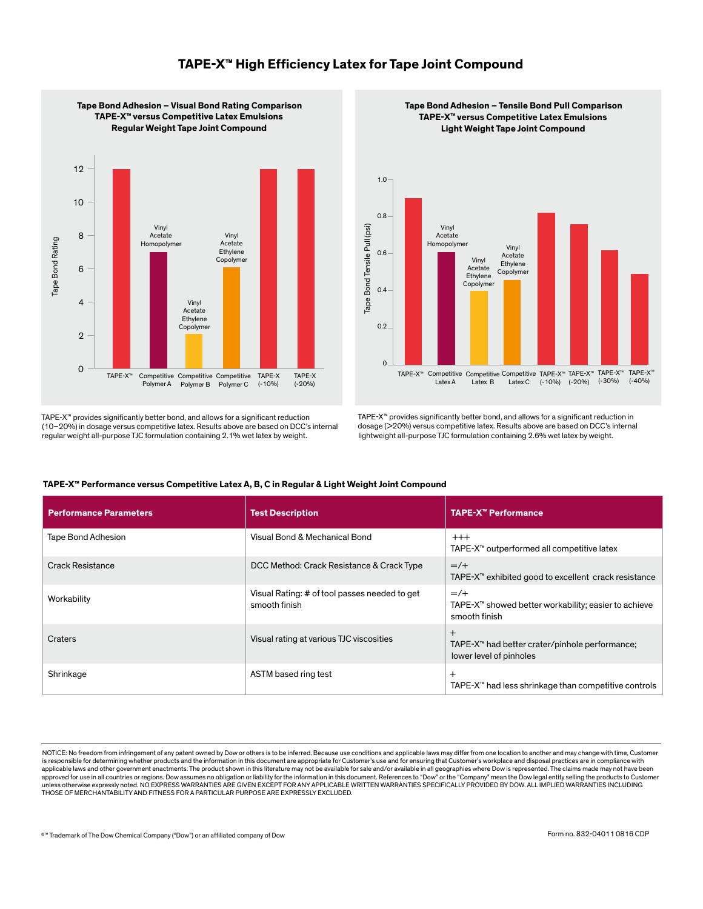# TAPE-X™ High Efficiency Latex for Tape Joint Compound

**Tape Bond Adhesion – Visual Bond Rating Comparison**
**TAPE-X™ versus Competitive Latex Emulsions**
**Regular Weight Tape Joint Compound**

Tape Bond Rating

0
2
4
6
8
10
12

TAPE-X™
Competitive Polymer A — Vinyl Acetate Homopolymer
Competitive Polymer B — Vinyl Acetate Ethylene Copolymer
Competitive Polymer C — Vinyl Acetate Ethylene Copolymer
TAPE-X (-10%)
TAPE-X (-20%)

TAPE-X™ provides significantly better bond, and allows for a significant reduction (10–20%) in dosage versus competitive latex. Results above are based on DCC's internal regular weight all-purpose TJC formulation containing 2.1% wet latex by weight.

**Tape Bond Adhesion – Tensile Bond Pull Comparison**
**TAPE-X™ versus Competitive Latex Emulsions**
**Light Weight Tape Joint Compound**

Tape Bond Tensile Pull (psi)

0
0.2
0.4
0.6
0.8
1.0

TAPE-X™
Competitive Latex A — Vinyl Acetate Homopolymer
Competitive Latex B — Vinyl Acetate Ethylene Copolymer
Competitive Latex C — Vinyl Acetate Ethylene Copolymer
TAPE-X™ (-10%)
TAPE-X™ (-20%)
TAPE-X™ (-30%)
TAPE-X™ (-40%)

TAPE-X™ provides significantly better bond, and allows for a significant reduction in dosage (>20%) versus competitive latex. Results above are based on DCC's internal lightweight all-purpose TJC formulation containing 2.6% wet latex by weight.

**TAPE-X™ Performance versus Competitive Latex A, B, C in Regular & Light Weight Joint Compound**

| Performance Parameters | Test Description | TAPE-X™ Performance |
|---|---|---|
| Tape Bond Adhesion | Visual Bond & Mechanical Bond | +++<br>TAPE-X™ outperformed all competitive latex |
| Crack Resistance | DCC Method: Crack Resistance & Crack Type | =/+<br>TAPE-X™ exhibited good to excellent crack resistance |
| Workability | Visual Rating: # of tool passes needed to get smooth finish | =/+<br>TAPE-X™ showed better workability; easier to achieve smooth finish |
| Craters | Visual rating at various TJC viscosities | +<br>TAPE-X™ had better crater/pinhole performance; lower level of pinholes |
| Shrinkage | ASTM based ring test | +<br>TAPE-X™ had less shrinkage than competitive controls |

NOTICE: No freedom from infringement of any patent owned by Dow or others is to be inferred. Because use conditions and applicable laws may differ from one location to another and may change with time, Customer is responsible for determining whether products and the information in this document are appropriate for Customer's use and for ensuring that Customer's workplace and disposal practices are in compliance with applicable laws and other government enactments. The product shown in this literature may not be available for sale and/or available in all geographies where Dow is represented. The claims made may not have been approved for use in all countries or regions. Dow assumes no obligation or liability for the information in this document. References to "Dow" or the "Company" mean the Dow legal entity selling the products to Customer unless otherwise expressly noted. NO EXPRESS WARRANTIES ARE GIVEN EXCEPT FOR ANY APPLICABLE WRITTEN WARRANTIES SPECIFICALLY PROVIDED BY DOW. ALL IMPLIED WARRANTIES INCLUDING THOSE OF MERCHANTABILITY AND FITNESS FOR A PARTICULAR PURPOSE ARE EXPRESSLY EXCLUDED.

®™ Trademark of The Dow Chemical Company ("Dow") or an affiliated company of Dow

Form no. 832-04011 0816 CDP